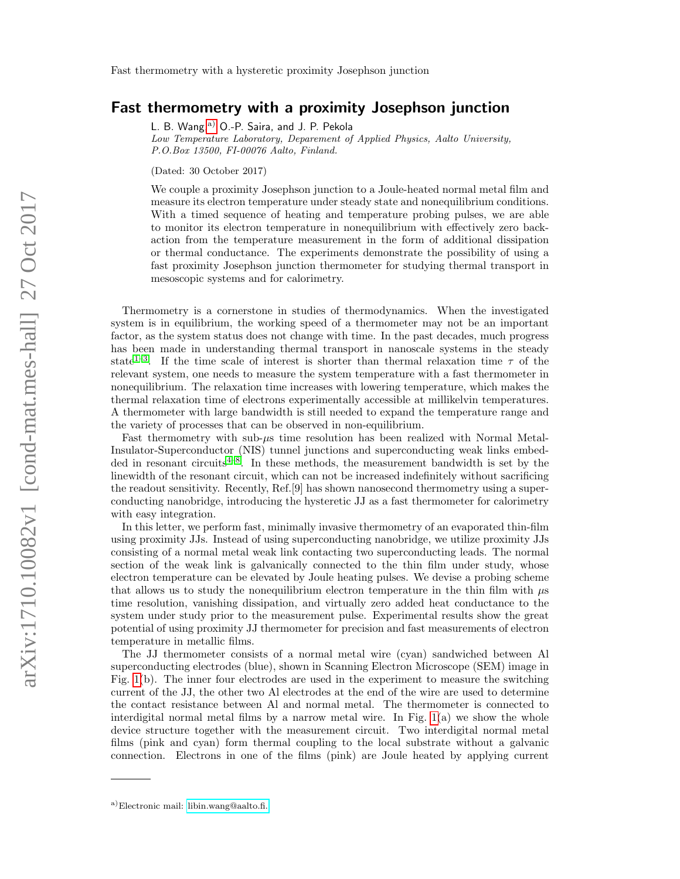# Fast thermometry with a proximity Josephson junction

L. B. Wang,[a)] O.-P. Saira, and J. P. Pekola

*Low Temperature Laboratory, Deparement of Applied Physics, Aalto University, P.O.Box 13500, FI-00076 Aalto, Finland.*

(Dated: 30 October 2017)

We couple a proximity Josephson junction to a Joule-heated normal metal film and measure its electron temperature under steady state and nonequilibrium conditions. With a timed sequence of heating and temperature probing pulses, we are able to monitor its electron temperature in nonequilibrium with effectively zero back-action from the temperature measurement in the form of additional dissipation or thermal conductance. The experiments demonstrate the possibility of using a fast proximity Josephson junction thermometer for studying thermal transport in mesoscopic systems and for calorimetry.

Thermometry is a cornerstone in studies of thermodynamics. When the investigated system is in equilibrium, the working speed of a thermometer may not be an important factor, as the system status does not change with time. In the past decades, much progress has been made in understanding thermal transport in nanoscale systems in the steady state[1–3]. If the time scale of interest is shorter than thermal relaxation time $\tau$ of the relevant system, one needs to measure the system temperature with a fast thermometer in nonequilibrium. The relaxation time increases with lowering temperature, which makes the thermal relaxation time of electrons experimentally accessible at millikelvin temperatures. A thermometer with large bandwidth is still needed to expand the temperature range and the variety of processes that can be observed in non-equilibrium.

Fast thermometry with sub-$\mu$s time resolution has been realized with Normal Metal-Insulator-Superconductor (NIS) tunnel junctions and superconducting weak links embedded in resonant circuits[4–8]. In these methods, the measurement bandwidth is set by the linewidth of the resonant circuit, which can not be increased indefinitely without sacrificing the readout sensitivity. Recently, Ref.[9] has shown nanosecond thermometry using a superconducting nanobridge, introducing the hysteretic JJ as a fast thermometer for calorimetry with easy integration.

In this letter, we perform fast, minimally invasive thermometry of an evaporated thin-film using proximity JJs. Instead of using superconducting nanobridge, we utilize proximity JJs consisting of a normal metal weak link contacting two superconducting leads. The normal section of the weak link is galvanically connected to the thin film under study, whose electron temperature can be elevated by Joule heating pulses. We devise a probing scheme that allows us to study the nonequilibrium electron temperature in the thin film with $\mu$s time resolution, vanishing dissipation, and virtually zero added heat conductance to the system under study prior to the measurement pulse. Experimental results show the great potential of using proximity JJ thermometer for precision and fast measurements of electron temperature in metallic films.

The JJ thermometer consists of a normal metal wire (cyan) sandwiched between Al superconducting electrodes (blue), shown in Scanning Electron Microscope (SEM) image in Fig. 1(b). The inner four electrodes are used in the experiment to measure the switching current of the JJ, the other two Al electrodes at the end of the wire are used to determine the contact resistance between Al and normal metal. The thermometer is connected to interdigital normal metal films by a narrow metal wire. In Fig. 1(a) we show the whole device structure together with the measurement circuit. Two interdigital normal metal films (pink and cyan) form thermal coupling to the local substrate without a galvanic connection. Electrons in one of the films (pink) are Joule heated by applying current

[a)]Electronic mail: libin.wang@aalto.fi.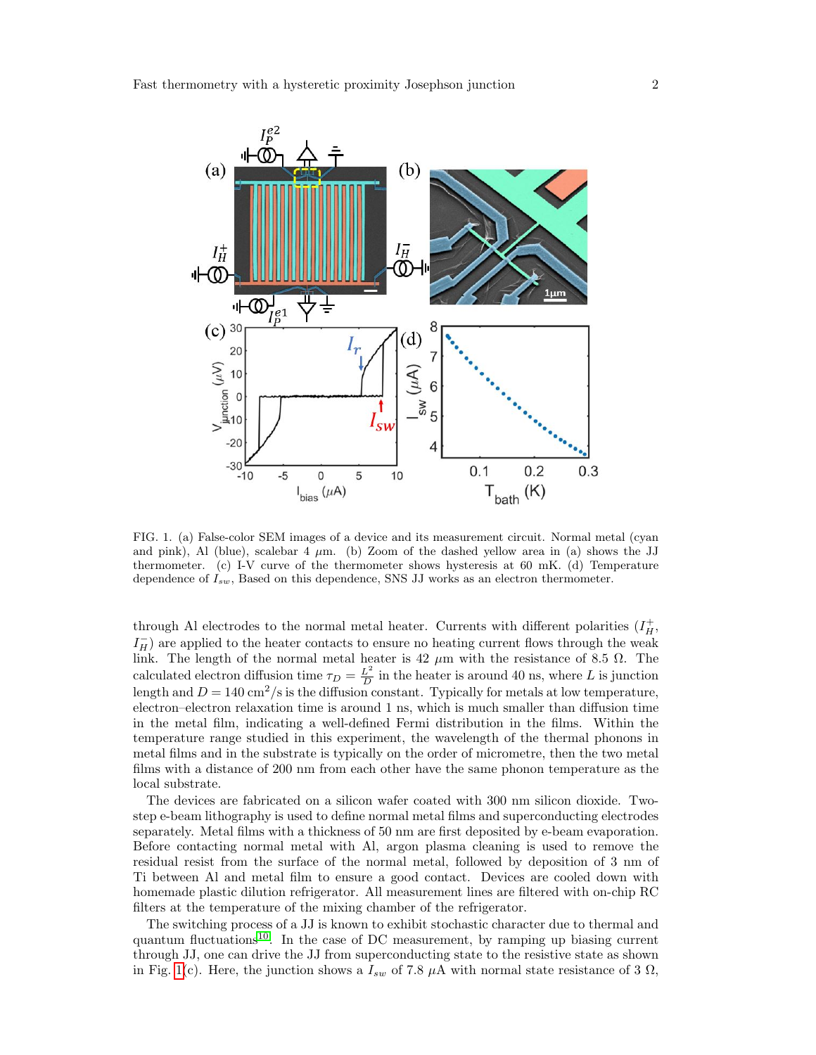FIG. 1. (a) False-color SEM images of a device and its measurement circuit. Normal metal (cyan and pink), Al (blue), scalebar 4 $\mu$m. (b) Zoom of the dashed yellow area in (a) shows the JJ thermometer. (c) I-V curve of the thermometer shows hysteresis at 60 mK. (d) Temperature dependence of $I_{sw}$, Based on this dependence, SNS JJ works as an electron thermometer.

through Al electrodes to the normal metal heater. Currents with different polarities ($I_H^+$, $I_H^-$) are applied to the heater contacts to ensure no heating current flows through the weak link. The length of the normal metal heater is 42 $\mu$m with the resistance of 8.5 $\Omega$. The calculated electron diffusion time $\tau_D = \frac{L^2}{D}$ in the heater is around 40 ns, where $L$ is junction length and $D = 140$ cm$^2$/s is the diffusion constant. Typically for metals at low temperature, electron–electron relaxation time is around 1 ns, which is much smaller than diffusion time in the metal film, indicating a well-defined Fermi distribution in the films. Within the temperature range studied in this experiment, the wavelength of the thermal phonons in metal films and in the substrate is typically on the order of micrometre, then the two metal films with a distance of 200 nm from each other have the same phonon temperature as the local substrate.

The devices are fabricated on a silicon wafer coated with 300 nm silicon dioxide. Two-step e-beam lithography is used to define normal metal films and superconducting electrodes separately. Metal films with a thickness of 50 nm are first deposited by e-beam evaporation. Before contacting normal metal with Al, argon plasma cleaning is used to remove the residual resist from the surface of the normal metal, followed by deposition of 3 nm of Ti between Al and metal film to ensure a good contact. Devices are cooled down with homemade plastic dilution refrigerator. All measurement lines are filtered with on-chip RC filters at the temperature of the mixing chamber of the refrigerator.

The switching process of a JJ is known to exhibit stochastic character due to thermal and quantum fluctuations[10]. In the case of DC measurement, by ramping up biasing current through JJ, one can drive the JJ from superconducting state to the resistive state as shown in Fig. 1(c). Here, the junction shows a $I_{sw}$ of 7.8 $\mu$A with normal state resistance of 3 $\Omega$,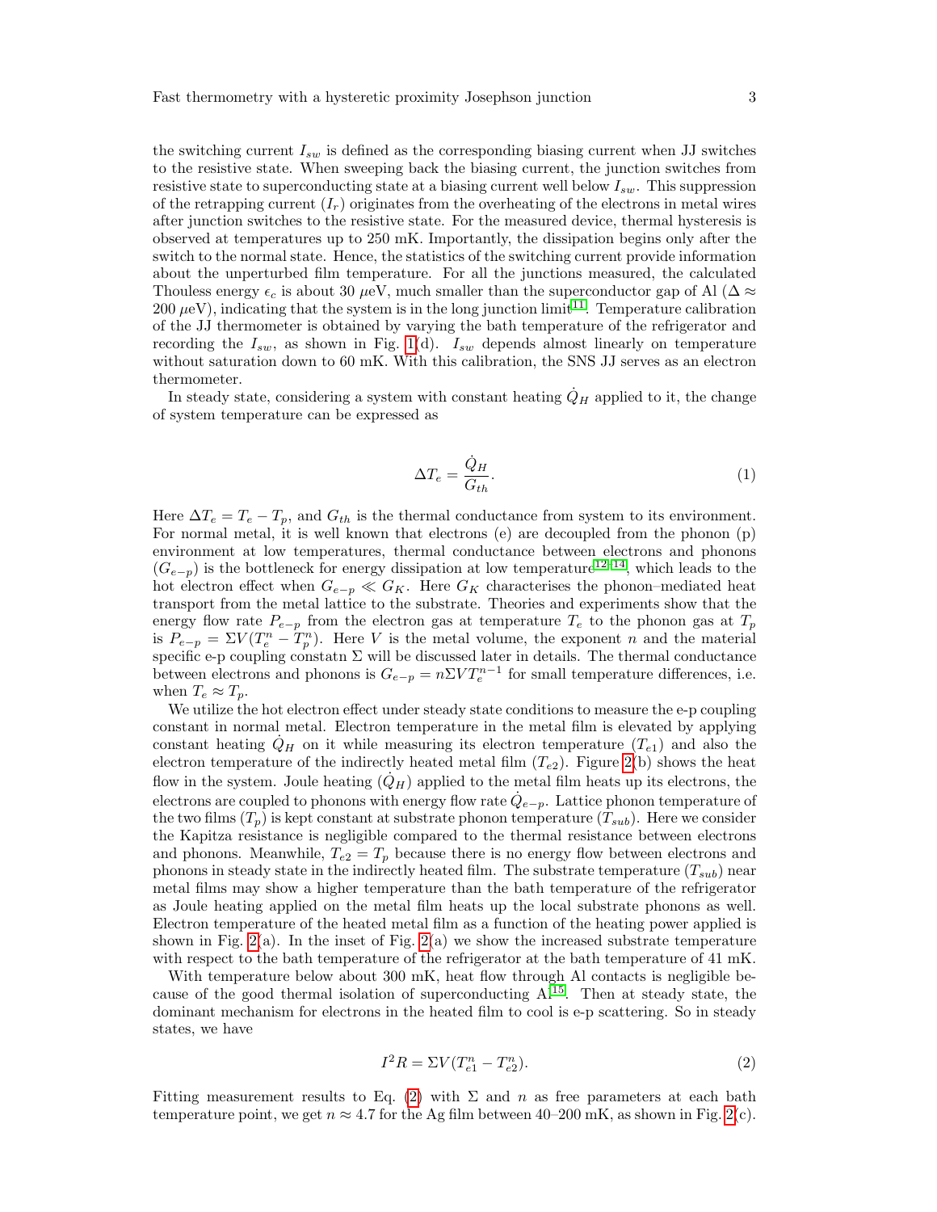the switching current $I_{sw}$ is defined as the corresponding biasing current when JJ switches to the resistive state. When sweeping back the biasing current, the junction switches from resistive state to superconducting state at a biasing current well below $I_{sw}$. This suppression of the retrapping current ($I_r$) originates from the overheating of the electrons in metal wires after junction switches to the resistive state. For the measured device, thermal hysteresis is observed at temperatures up to 250 mK. Importantly, the dissipation begins only after the switch to the normal state. Hence, the statistics of the switching current provide information about the unperturbed film temperature. For all the junctions measured, the calculated Thouless energy $\epsilon_c$ is about 30 $\mu$eV, much smaller than the superconductor gap of Al ($\Delta \approx$ 200 $\mu$eV), indicating that the system is in the long junction limit[11]. Temperature calibration of the JJ thermometer is obtained by varying the bath temperature of the refrigerator and recording the $I_{sw}$, as shown in Fig. 1(d). $I_{sw}$ depends almost linearly on temperature without saturation down to 60 mK. With this calibration, the SNS JJ serves as an electron thermometer.

In steady state, considering a system with constant heating $\dot{Q}_H$ applied to it, the change of system temperature can be expressed as

$$\Delta T_e = \frac{\dot{Q}_H}{G_{th}}. \tag{1}$$

Here $\Delta T_e = T_e - T_p$, and $G_{th}$ is the thermal conductance from system to its environment. For normal metal, it is well known that electrons (e) are decoupled from the phonon (p) environment at low temperatures, thermal conductance between electrons and phonons ($G_{e-p}$) is the bottleneck for energy dissipation at low temperature[12–14], which leads to the hot electron effect when $G_{e-p} \ll G_K$. Here $G_K$ characterises the phonon–mediated heat transport from the metal lattice to the substrate. Theories and experiments show that the energy flow rate $P_{e-p}$ from the electron gas at temperature $T_e$ to the phonon gas at $T_p$ is $P_{e-p} = \Sigma V(T_e^n - T_p^n)$. Here $V$ is the metal volume, the exponent $n$ and the material specific e-p coupling constatn $\Sigma$ will be discussed later in details. The thermal conductance between electrons and phonons is $G_{e-p} = n\Sigma V T_e^{n-1}$ for small temperature differences, i.e. when $T_e \approx T_p$.

We utilize the hot electron effect under steady state conditions to measure the e-p coupling constant in normal metal. Electron temperature in the metal film is elevated by applying constant heating $\dot{Q}_H$ on it while measuring its electron temperature ($T_{e1}$) and also the electron temperature of the indirectly heated metal film ($T_{e2}$). Figure 2(b) shows the heat flow in the system. Joule heating ($\dot{Q}_H$) applied to the metal film heats up its electrons, the electrons are coupled to phonons with energy flow rate $\dot{Q}_{e-p}$. Lattice phonon temperature of the two films ($T_p$) is kept constant at substrate phonon temperature ($T_{sub}$). Here we consider the Kapitza resistance is negligible compared to the thermal resistance between electrons and phonons. Meanwhile, $T_{e2} = T_p$ because there is no energy flow between electrons and phonons in steady state in the indirectly heated film. The substrate temperature ($T_{sub}$) near metal films may show a higher temperature than the bath temperature of the refrigerator as Joule heating applied on the metal film heats up the local substrate phonons as well. Electron temperature of the heated metal film as a function of the heating power applied is shown in Fig. 2(a). In the inset of Fig. 2(a) we show the increased substrate temperature with respect to the bath temperature of the refrigerator at the bath temperature of 41 mK.

With temperature below about 300 mK, heat flow through Al contacts is negligible because of the good thermal isolation of superconducting Al[15]. Then at steady state, the dominant mechanism for electrons in the heated film to cool is e-p scattering. So in steady states, we have

$$I^2 R = \Sigma V(T_{e1}^n - T_{e2}^n). \tag{2}$$

Fitting measurement results to Eq. (2) with $\Sigma$ and $n$ as free parameters at each bath temperature point, we get $n \approx 4.7$ for the Ag film between 40–200 mK, as shown in Fig. 2(c).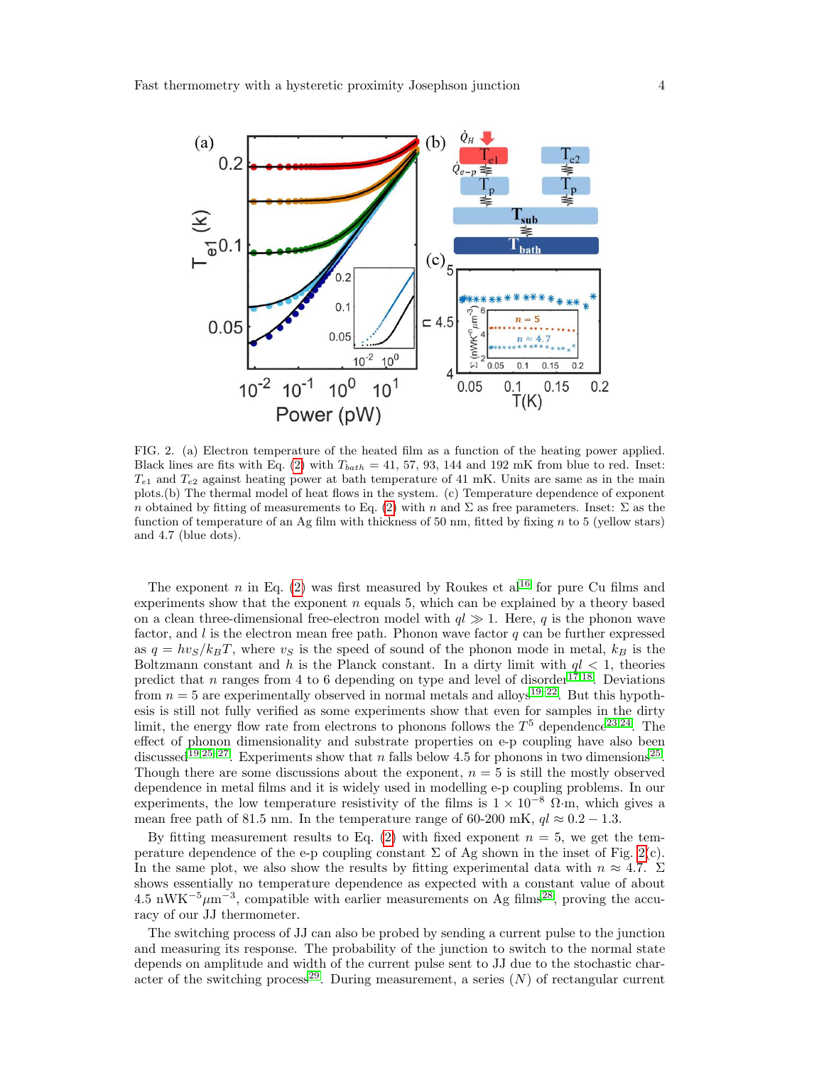FIG. 2. (a) Electron temperature of the heated film as a function of the heating power applied. Black lines are fits with Eq. (2) with $T_{bath}$ = 41, 57, 93, 144 and 192 mK from blue to red. Inset: $T_{e1}$ and $T_{e2}$ against heating power at bath temperature of 41 mK. Units are same as in the main plots.(b) The thermal model of heat flows in the system. (c) Temperature dependence of exponent $n$ obtained by fitting of measurements to Eq. (2) with $n$ and $\Sigma$ as free parameters. Inset: $\Sigma$ as the function of temperature of an Ag film with thickness of 50 nm, fitted by fixing $n$ to 5 (yellow stars) and 4.7 (blue dots).

The exponent $n$ in Eq. (2) was first measured by Roukes et al[16] for pure Cu films and experiments show that the exponent $n$ equals 5, which can be explained by a theory based on a clean three-dimensional free-electron model with $ql \gg 1$. Here, $q$ is the phonon wave factor, and $l$ is the electron mean free path. Phonon wave factor $q$ can be further expressed as $q = hv_S/k_BT$, where $v_S$ is the speed of sound of the phonon mode in metal, $k_B$ is the Boltzmann constant and $h$ is the Planck constant. In a dirty limit with $ql < 1$, theories predict that $n$ ranges from 4 to 6 depending on type and level of disorder[17,18]. Deviations from $n = 5$ are experimentally observed in normal metals and alloys[19–22]. But this hypothesis is still not fully verified as some experiments show that even for samples in the dirty limit, the energy flow rate from electrons to phonons follows the $T^5$ dependence[23,24]. The effect of phonon dimensionality and substrate properties on e-p coupling have also been discussed[19,25–27]. Experiments show that $n$ falls below 4.5 for phonons in two dimensions[25]. Though there are some discussions about the exponent, $n = 5$ is still the mostly observed dependence in metal films and it is widely used in modelling e-p coupling problems. In our experiments, the low temperature resistivity of the films is $1 \times 10^{-8}$ $\Omega$·m, which gives a mean free path of 81.5 nm. In the temperature range of 60-200 mK, $ql \approx 0.2 - 1.3$.

By fitting measurement results to Eq. (2) with fixed exponent $n = 5$, we get the temperature dependence of the e-p coupling constant $\Sigma$ of Ag shown in the inset of Fig. 2(c). In the same plot, we also show the results by fitting experimental data with $n \approx 4.7$. $\Sigma$ shows essentially no temperature dependence as expected with a constant value of about 4.5 nWK$^{-5}\mu$m$^{-3}$, compatible with earlier measurements on Ag films[28], proving the accuracy of our JJ thermometer.

The switching process of JJ can also be probed by sending a current pulse to the junction and measuring its response. The probability of the junction to switch to the normal state depends on amplitude and width of the current pulse sent to JJ due to the stochastic character of the switching process[29]. During measurement, a series ($N$) of rectangular current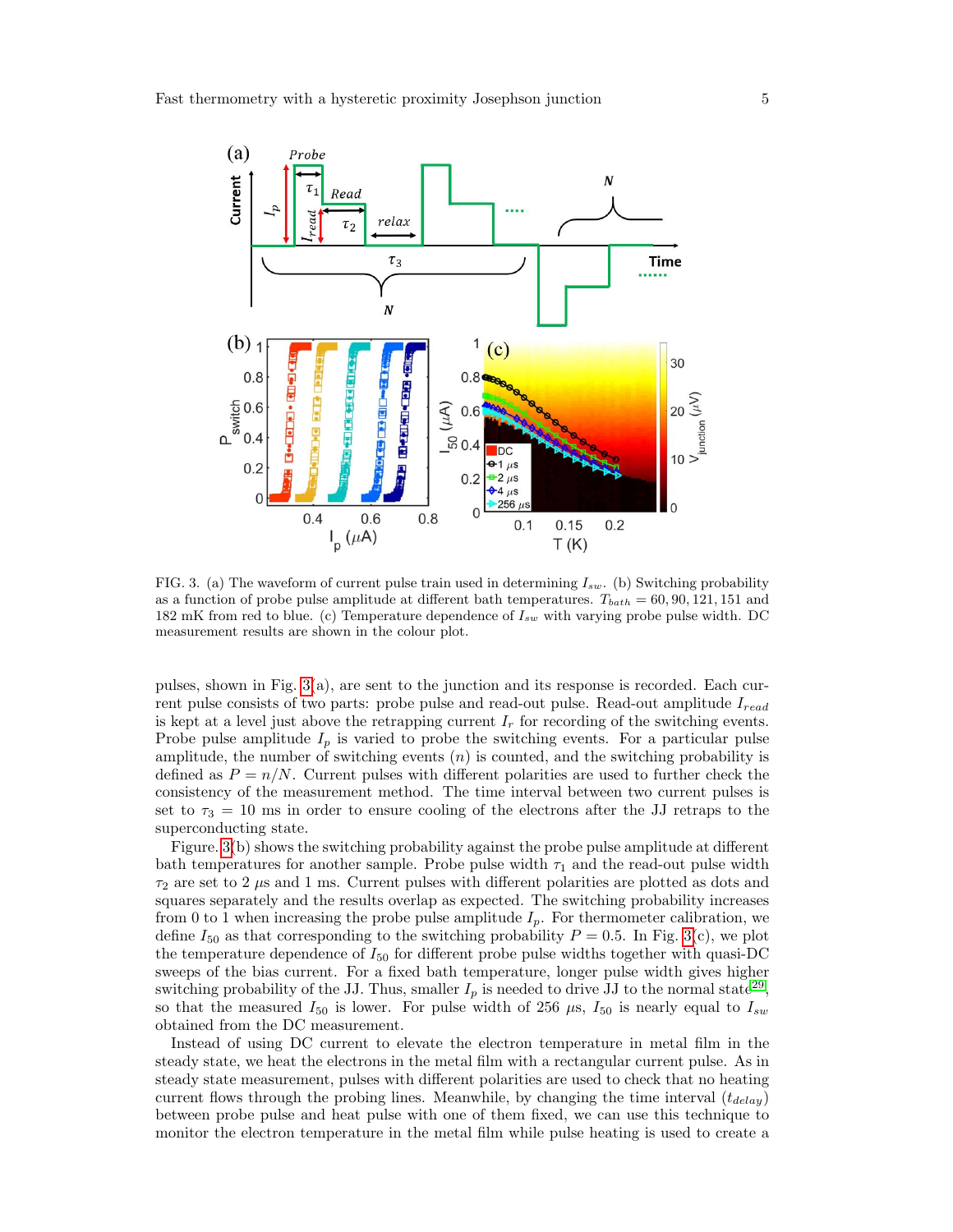FIG. 3. (a) The waveform of current pulse train used in determining $I_{sw}$. (b) Switching probability as a function of probe pulse amplitude at different bath temperatures. $T_{bath} = 60, 90, 121, 151$ and 182 mK from red to blue. (c) Temperature dependence of $I_{sw}$ with varying probe pulse width. DC measurement results are shown in the colour plot.

pulses, shown in Fig. 3(a), are sent to the junction and its response is recorded. Each current pulse consists of two parts: probe pulse and read-out pulse. Read-out amplitude $I_{read}$ is kept at a level just above the retrapping current $I_r$ for recording of the switching events. Probe pulse amplitude $I_p$ is varied to probe the switching events. For a particular pulse amplitude, the number of switching events ($n$) is counted, and the switching probability is defined as $P = n/N$. Current pulses with different polarities are used to further check the consistency of the measurement method. The time interval between two current pulses is set to $\tau_3 = 10$ ms in order to ensure cooling of the electrons after the JJ retraps to the superconducting state.

Figure. 3(b) shows the switching probability against the probe pulse amplitude at different bath temperatures for another sample. Probe pulse width $\tau_1$ and the read-out pulse width $\tau_2$ are set to 2 $\mu$s and 1 ms. Current pulses with different polarities are plotted as dots and squares separately and the results overlap as expected. The switching probability increases from 0 to 1 when increasing the probe pulse amplitude $I_p$. For thermometer calibration, we define $I_{50}$ as that corresponding to the switching probability $P = 0.5$. In Fig. 3(c), we plot the temperature dependence of $I_{50}$ for different probe pulse widths together with quasi-DC sweeps of the bias current. For a fixed bath temperature, longer pulse width gives higher switching probability of the JJ. Thus, smaller $I_p$ is needed to drive JJ to the normal state[29], so that the measured $I_{50}$ is lower. For pulse width of 256 $\mu$s, $I_{50}$ is nearly equal to $I_{sw}$ obtained from the DC measurement.

Instead of using DC current to elevate the electron temperature in metal film in the steady state, we heat the electrons in the metal film with a rectangular current pulse. As in steady state measurement, pulses with different polarities are used to check that no heating current flows through the probing lines. Meanwhile, by changing the time interval ($t_{delay}$) between probe pulse and heat pulse with one of them fixed, we can use this technique to monitor the electron temperature in the metal film while pulse heating is used to create a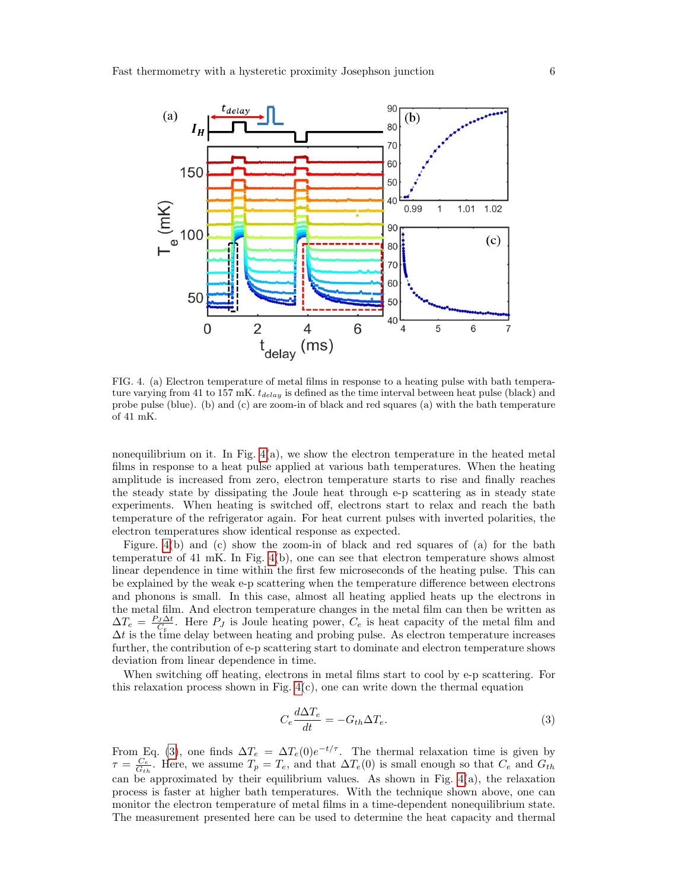FIG. 4. (a) Electron temperature of metal films in response to a heating pulse with bath temperature varying from 41 to 157 mK. $t_{delay}$ is defined as the time interval between heat pulse (black) and probe pulse (blue). (b) and (c) are zoom-in of black and red squares (a) with the bath temperature of 41 mK.

nonequilibrium on it. In Fig. 4(a), we show the electron temperature in the heated metal films in response to a heat pulse applied at various bath temperatures. When the heating amplitude is increased from zero, electron temperature starts to rise and finally reaches the steady state by dissipating the Joule heat through e-p scattering as in steady state experiments. When heating is switched off, electrons start to relax and reach the bath temperature of the refrigerator again. For heat current pulses with inverted polarities, the electron temperatures show identical response as expected.

Figure. 4(b) and (c) show the zoom-in of black and red squares of (a) for the bath temperature of 41 mK. In Fig. 4(b), one can see that electron temperature shows almost linear dependence in time within the first few microseconds of the heating pulse. This can be explained by the weak e-p scattering when the temperature difference between electrons and phonons is small. In this case, almost all heating applied heats up the electrons in the metal film. And electron temperature changes in the metal film can then be written as $\Delta T_e = \frac{P_J \Delta t}{C_e}$. Here $P_J$ is Joule heating power, $C_e$ is heat capacity of the metal film and $\Delta t$ is the time delay between heating and probing pulse. As electron temperature increases further, the contribution of e-p scattering start to dominate and electron temperature shows deviation from linear dependence in time.

When switching off heating, electrons in metal films start to cool by e-p scattering. For this relaxation process shown in Fig. 4(c), one can write down the thermal equation

$$C_e \frac{d\Delta T_e}{dt} = -G_{th}\Delta T_e. \tag{3}$$

From Eq. (3), one finds $\Delta T_e = \Delta T_e(0)e^{-t/\tau}$. The thermal relaxation time is given by $\tau = \frac{C_e}{G_{th}}$. Here, we assume $T_p = T_e$, and that $\Delta T_e(0)$ is small enough so that $C_e$ and $G_{th}$ can be approximated by their equilibrium values. As shown in Fig. 4(a), the relaxation process is faster at higher bath temperatures. With the technique shown above, one can monitor the electron temperature of metal films in a time-dependent nonequilibrium state. The measurement presented here can be used to determine the heat capacity and thermal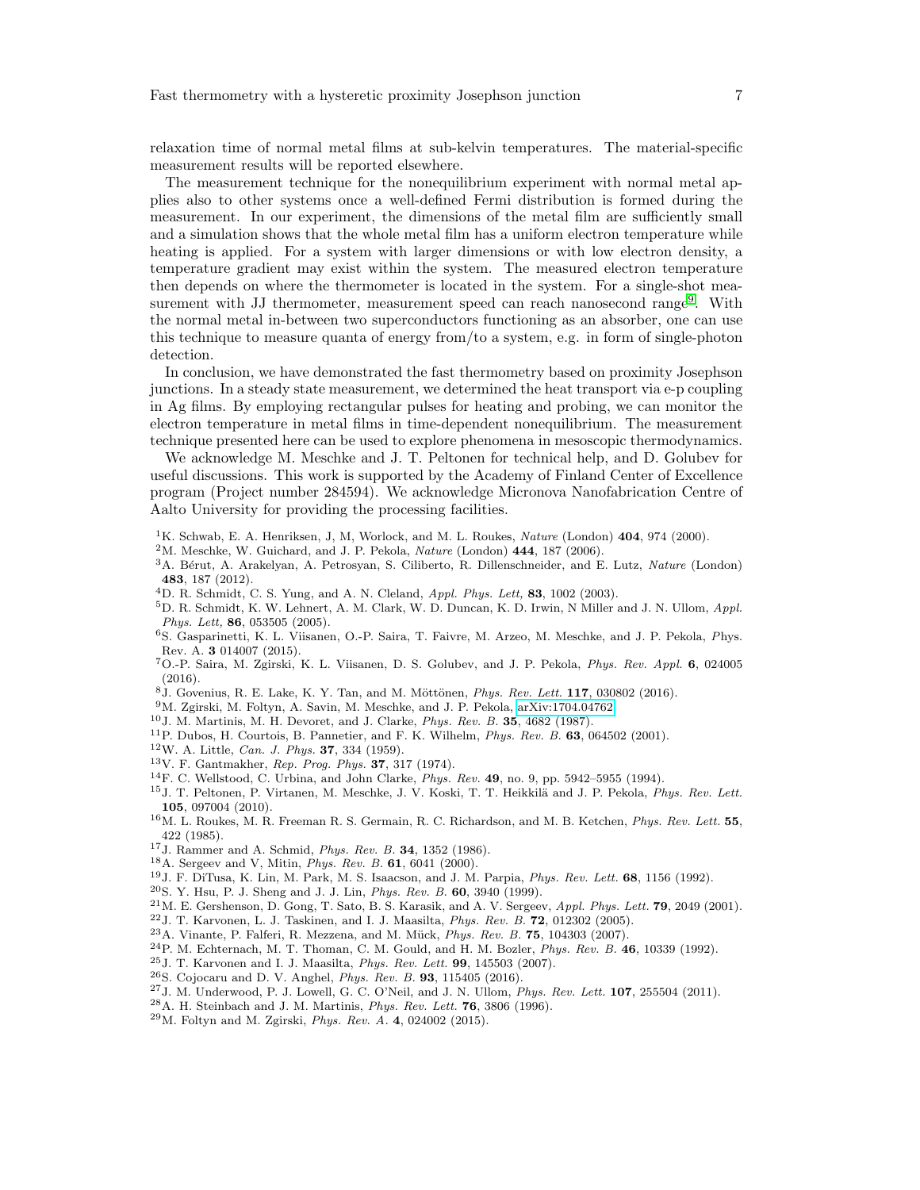relaxation time of normal metal films at sub-kelvin temperatures. The material-specific measurement results will be reported elsewhere.

The measurement technique for the nonequilibrium experiment with normal metal applies also to other systems once a well-defined Fermi distribution is formed during the measurement. In our experiment, the dimensions of the metal film are sufficiently small and a simulation shows that the whole metal film has a uniform electron temperature while heating is applied. For a system with larger dimensions or with low electron density, a temperature gradient may exist within the system. The measured electron temperature then depends on where the thermometer is located in the system. For a single-shot measurement with JJ thermometer, measurement speed can reach nanosecond range[9]. With the normal metal in-between two superconductors functioning as an absorber, one can use this technique to measure quanta of energy from/to a system, e.g. in form of single-photon detection.

In conclusion, we have demonstrated the fast thermometry based on proximity Josephson junctions. In a steady state measurement, we determined the heat transport via e-p coupling in Ag films. By employing rectangular pulses for heating and probing, we can monitor the electron temperature in metal films in time-dependent nonequilibrium. The measurement technique presented here can be used to explore phenomena in mesoscopic thermodynamics.

We acknowledge M. Meschke and J. T. Peltonen for technical help, and D. Golubev for useful discussions. This work is supported by the Academy of Finland Center of Excellence program (Project number 284594). We acknowledge Micronova Nanofabrication Centre of Aalto University for providing the processing facilities.

[1] K. Schwab, E. A. Henriksen, J, M, Worlock, and M. L. Roukes, *Nature* (London) **404**, 974 (2000).
[2] M. Meschke, W. Guichard, and J. P. Pekola, *Nature* (London) **444**, 187 (2006).
[3] A. Bérut, A. Arakelyan, A. Petrosyan, S. Ciliberto, R. Dillenschneider, and E. Lutz, *Nature* (London) **483**, 187 (2012).
[4] D. R. Schmidt, C. S. Yung, and A. N. Cleland, *Appl. Phys. Lett,* **83**, 1002 (2003).
[5] D. R. Schmidt, K. W. Lehnert, A. M. Clark, W. D. Duncan, K. D. Irwin, N Miller and J. N. Ullom, *Appl. Phys. Lett,* **86**, 053505 (2005).
[6] S. Gasparinetti, K. L. Viisanen, O.-P. Saira, T. Faivre, M. Arzeo, M. Meschke, and J. P. Pekola, *P*hys. Rev. A. **3** 014007 (2015).
[7] O.-P. Saira, M. Zgirski, K. L. Viisanen, D. S. Golubev, and J. P. Pekola, *Phys. Rev. Appl.* **6**, 024005 (2016).
[8] J. Govenius, R. E. Lake, K. Y. Tan, and M. Möttönen, *Phys. Rev. Lett.* **117**, 030802 (2016).
[9] M. Zgirski, M. Foltyn, A. Savin, M. Meschke, and J. P. Pekola, arXiv:1704.04762
[10] J. M. Martinis, M. H. Devoret, and J. Clarke, *Phys. Rev. B.* **35**, 4682 (1987).
[11] P. Dubos, H. Courtois, B. Pannetier, and F. K. Wilhelm, *Phys. Rev. B.* **63**, 064502 (2001).
[12] W. A. Little, *Can. J. Phys.* **37**, 334 (1959).
[13] V. F. Gantmakher, *Rep. Prog. Phys.* **37**, 317 (1974).
[14] F. C. Wellstood, C. Urbina, and John Clarke, *Phys. Rev.* **49**, no. 9, pp. 5942–5955 (1994).
[15] J. T. Peltonen, P. Virtanen, M. Meschke, J. V. Koski, T. T. Heikkilä and J. P. Pekola, *Phys. Rev. Lett.* **105**, 097004 (2010).
[16] M. L. Roukes, M. R. Freeman R. S. Germain, R. C. Richardson, and M. B. Ketchen, *Phys. Rev Lett.* **55**, 422 (1985).
[17] J. Rammer and A. Schmid, *Phys. Rev. B.* **34**, 1352 (1986).
[18] A. Sergeev and V, Mitin, *Phys. Rev. B.* **61**, 6041 (2000).
[19] J. F. DiTusa, K. Lin, M. Park, M. S. Isaacson, and J. M. Parpia, *Phys. Rev. Lett.* **68**, 1156 (1992).
[20] S. Y. Hsu, P. J. Sheng and J. J. Lin, *Phys. Rev. B.* **60**, 3940 (1999).
[21] M. E. Gershenson, D. Gong, T. Sato, B. S. Karasik, and A. V. Sergeev, *Appl. Phys. Lett.* **79**, 2049 (2001).
[22] J. T. Karvonen, L. J. Taskinen, and I. J. Maasilta, *Phys. Rev. B.* **72**, 012302 (2005).
[23] A. Vinante, P. Falferi, R. Mezzena, and M. Mück, *Phys. Rev. B.* **75**, 104303 (2007).
[24] P. M. Echternach, M. T. Thoman, C. M. Gould, and H. M. Bozler, *Phys. Rev. B.* **46**, 10339 (1992).
[25] J. T. Karvonen and I. J. Maasilta, *Phys. Rev. Lett.* **99**, 145503 (2007).
[26] S. Cojocaru and D. V. Anghel, *Phys. Rev. B.* **93**, 115405 (2016).
[27] J. M. Underwood, P. J. Lowell, G. C. O'Neil, and J. N. Ullom, *Phys. Rev. Lett.* **107**, 255504 (2011).
[28] A. H. Steinbach and J. M. Martinis, *Phys. Rev. Lett.* **76**, 3806 (1996).
[29] M. Foltyn and M. Zgirski, *Phys. Rev. A.* **4**, 024002 (2015).